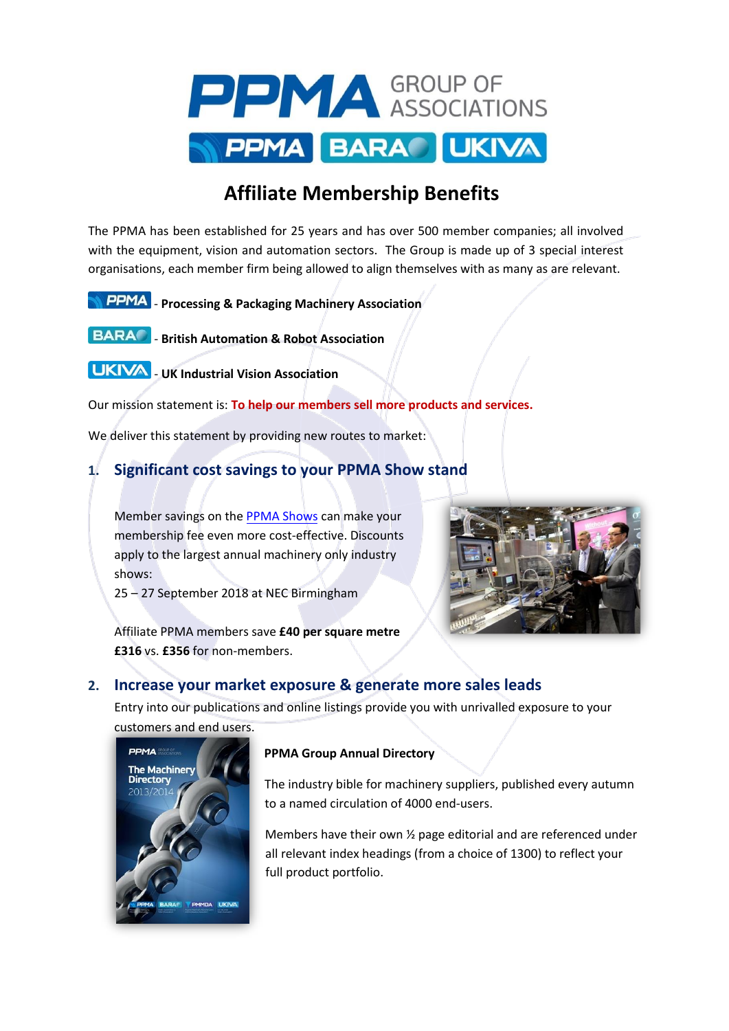# Affiliate Membership Benefits

The PPMA has been established for 25 years and has over 500 member companies; all involved with the equipment, vision and automation sectors. The Group is made up of 3 special interest organisations, each member firm being allowed to align themselves with as many as are relevant.

PPMA - **Processing & Packaging Machinery Association**

BARA - **British Automation & Robot Association**

UKIVA - **UK Industrial Vision Association**

Our mission statement is: **To help our members sell more products and services.**

We deliver this statement by providing new routes to market:

## 1. Significant cost savings to your PPMA Show stand

Member savings on the PPMA Shows can make your membership fee even more cost-effective. Discounts apply to the largest annual machinery only industry shows:
25 – 27 September 2018 at NEC Birmingham

Affiliate PPMA members save **£40 per square metre £316** vs. **£356** for non-members.

## 2. Increase your market exposure & generate more sales leads

Entry into our publications and online listings provide you with unrivalled exposure to your customers and end users.

**PPMA Group Annual Directory**

The industry bible for machinery suppliers, published every autumn to a named circulation of 4000 end-users.

Members have their own ½ page editorial and are referenced under all relevant index headings (from a choice of 1300) to reflect your full product portfolio.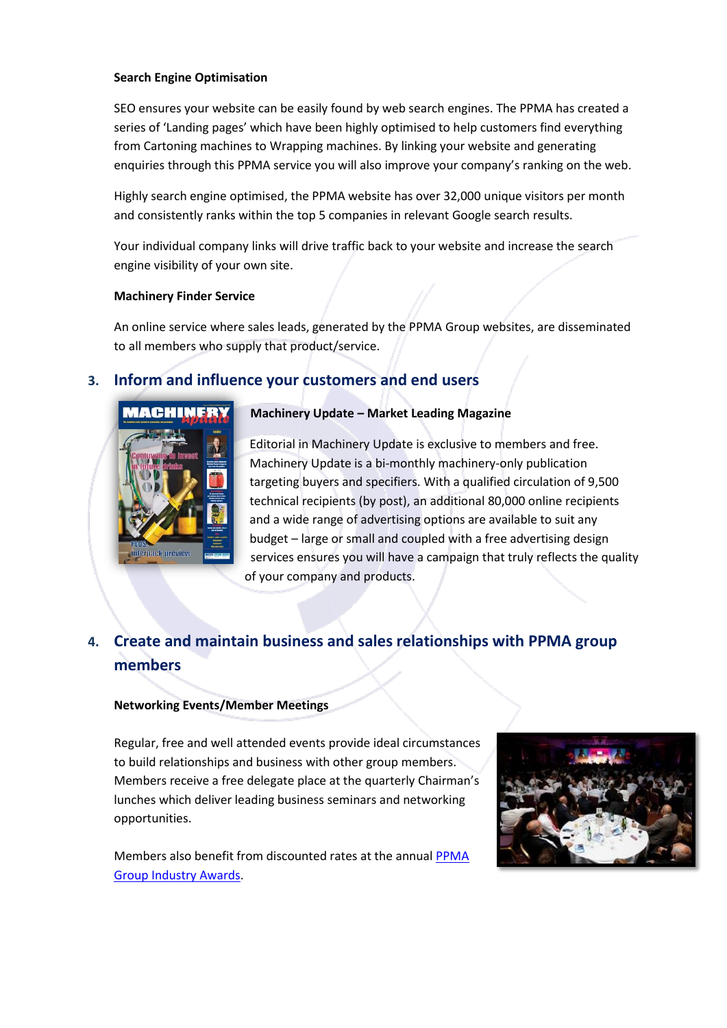**Search Engine Optimisation**

SEO ensures your website can be easily found by web search engines. The PPMA has created a series of 'Landing pages' which have been highly optimised to help customers find everything from Cartoning machines to Wrapping machines. By linking your website and generating enquiries through this PPMA service you will also improve your company's ranking on the web.

Highly search engine optimised, the PPMA website has over 32,000 unique visitors per month and consistently ranks within the top 5 companies in relevant Google search results.

Your individual company links will drive traffic back to your website and increase the search engine visibility of your own site.

**Machinery Finder Service**

An online service where sales leads, generated by the PPMA Group websites, are disseminated to all members who supply that product/service.

## 3. Inform and influence your customers and end users

**Machinery Update – Market Leading Magazine**

Editorial in Machinery Update is exclusive to members and free. Machinery Update is a bi-monthly machinery-only publication targeting buyers and specifiers. With a qualified circulation of 9,500 technical recipients (by post), an additional 80,000 online recipients and a wide range of advertising options are available to suit any budget – large or small and coupled with a free advertising design services ensures you will have a campaign that truly reflects the quality of your company and products.

## 4. Create and maintain business and sales relationships with PPMA group members

**Networking Events/Member Meetings**

Regular, free and well attended events provide ideal circumstances to build relationships and business with other group members. Members receive a free delegate place at the quarterly Chairman's lunches which deliver leading business seminars and networking opportunities.

Members also benefit from discounted rates at the annual PPMA Group Industry Awards.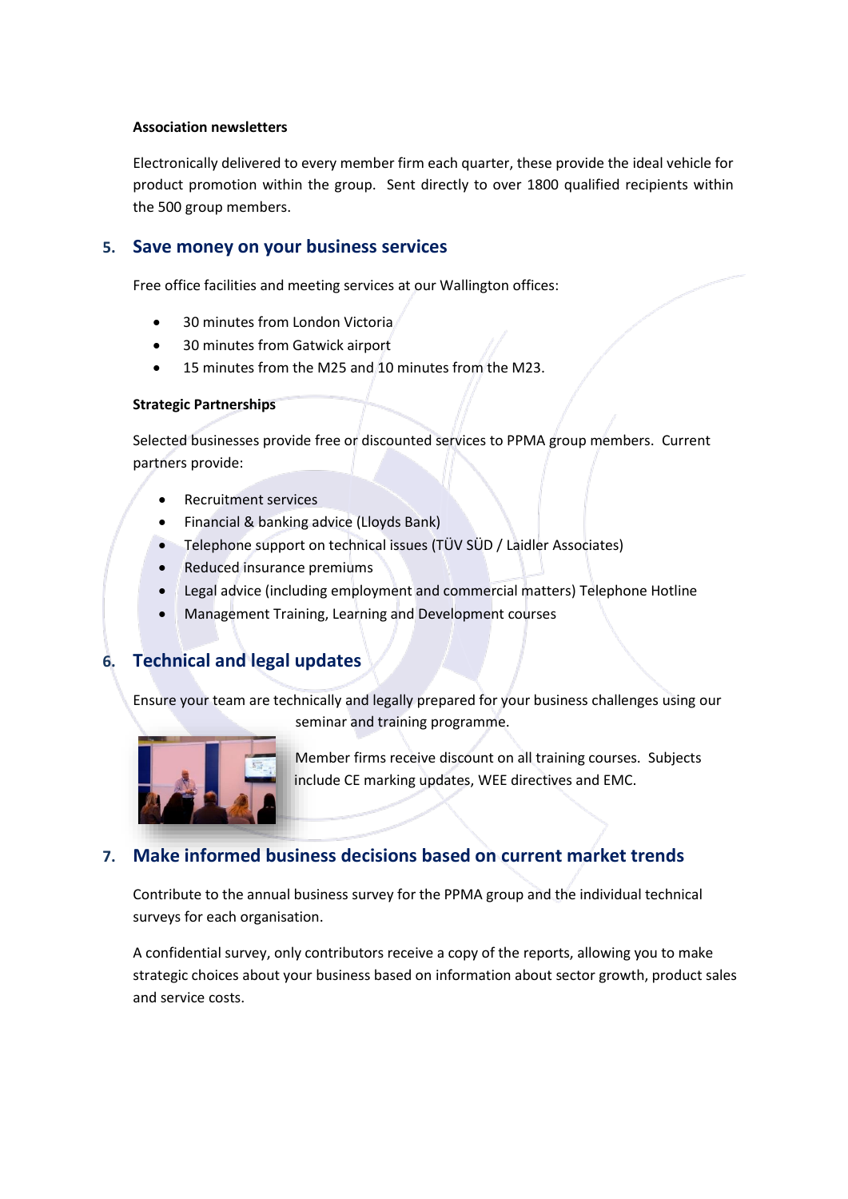**Association newsletters**

Electronically delivered to every member firm each quarter, these provide the ideal vehicle for product promotion within the group. Sent directly to over 1800 qualified recipients within the 500 group members.

## 5. Save money on your business services

Free office facilities and meeting services at our Wallington offices:

- 30 minutes from London Victoria
- 30 minutes from Gatwick airport
- 15 minutes from the M25 and 10 minutes from the M23.

**Strategic Partnerships**

Selected businesses provide free or discounted services to PPMA group members. Current partners provide:

- Recruitment services
- Financial & banking advice (Lloyds Bank)
- Telephone support on technical issues (TÜV SÜD / Laidler Associates)
- Reduced insurance premiums
- Legal advice (including employment and commercial matters) Telephone Hotline
- Management Training, Learning and Development courses

## 6. Technical and legal updates

Ensure your team are technically and legally prepared for your business challenges using our seminar and training programme.

Member firms receive discount on all training courses. Subjects include CE marking updates, WEE directives and EMC.

## 7. Make informed business decisions based on current market trends

Contribute to the annual business survey for the PPMA group and the individual technical surveys for each organisation.

A confidential survey, only contributors receive a copy of the reports, allowing you to make strategic choices about your business based on information about sector growth, product sales and service costs.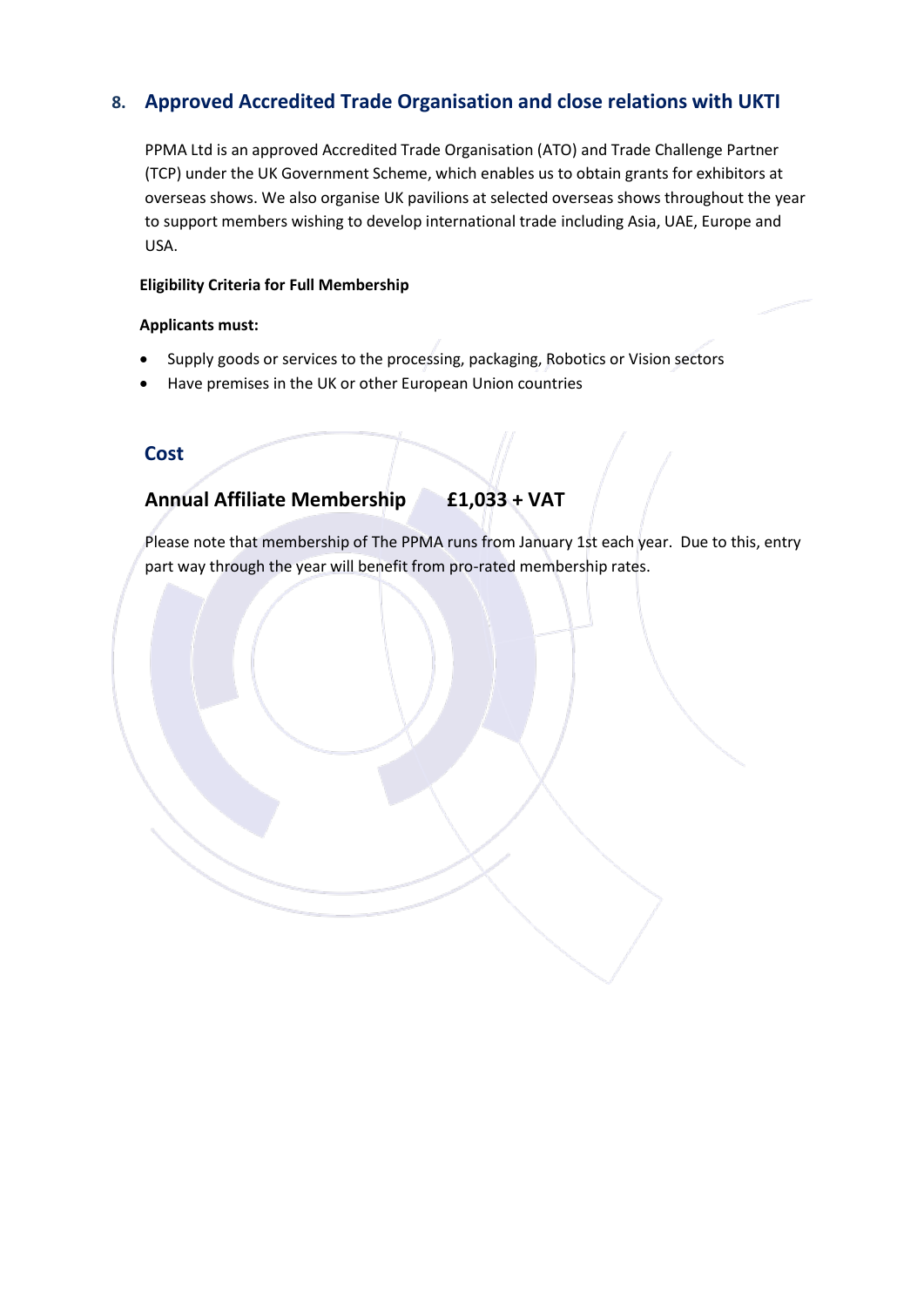## 8. Approved Accredited Trade Organisation and close relations with UKTI

PPMA Ltd is an approved Accredited Trade Organisation (ATO) and Trade Challenge Partner (TCP) under the UK Government Scheme, which enables us to obtain grants for exhibitors at overseas shows. We also organise UK pavilions at selected overseas shows throughout the year to support members wishing to develop international trade including Asia, UAE, Europe and USA.

**Eligibility Criteria for Full Membership**

**Applicants must:**

- Supply goods or services to the processing, packaging, Robotics or Vision sectors
- Have premises in the UK or other European Union countries

## Cost

### Annual Affiliate Membership £1,033 + VAT

Please note that membership of The PPMA runs from January 1st each year. Due to this, entry part way through the year will benefit from pro-rated membership rates.